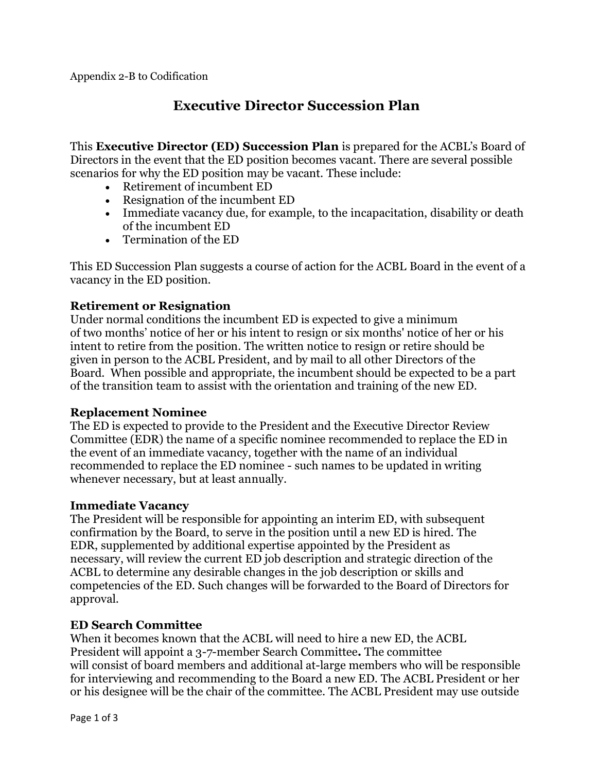Appendix 2-B to Codification

# Executive Director Succession Plan

This **Executive Director (ED) Succession Plan** is prepared for the ACBL's Board of Directors in the event that the ED position becomes vacant. There are several possible scenarios for why the ED position may be vacant. These include:

- Retirement of incumbent ED
- Resignation of the incumbent ED
- Immediate vacancy due, for example, to the incapacitation, disability or death of the incumbent ED
- Termination of the ED

This ED Succession Plan suggests a course of action for the ACBL Board in the event of a vacancy in the ED position.

### Retirement or Resignation

Under normal conditions the incumbent ED is expected to give a minimum of two months' notice of her or his intent to resign or six months' notice of her or his intent to retire from the position. The written notice to resign or retire should be given in person to the ACBL President, and by mail to all other Directors of the Board. When possible and appropriate, the incumbent should be expected to be a part of the transition team to assist with the orientation and training of the new ED.

### Replacement Nominee

The ED is expected to provide to the President and the Executive Director Review Committee (EDR) the name of a specific nominee recommended to replace the ED in the event of an immediate vacancy, together with the name of an individual recommended to replace the ED nominee - such names to be updated in writing whenever necessary, but at least annually.

### Immediate Vacancy

The President will be responsible for appointing an interim ED, with subsequent confirmation by the Board, to serve in the position until a new ED is hired. The EDR, supplemented by additional expertise appointed by the President as necessary, will review the current ED job description and strategic direction of the ACBL to determine any desirable changes in the job description or skills and competencies of the ED. Such changes will be forwarded to the Board of Directors for approval.

### ED Search Committee

When it becomes known that the ACBL will need to hire a new ED, the ACBL President will appoint a 3-7-member Search Committee**.** The committee will consist of board members and additional at-large members who will be responsible for interviewing and recommending to the Board a new ED. The ACBL President or her or his designee will be the chair of the committee. The ACBL President may use outside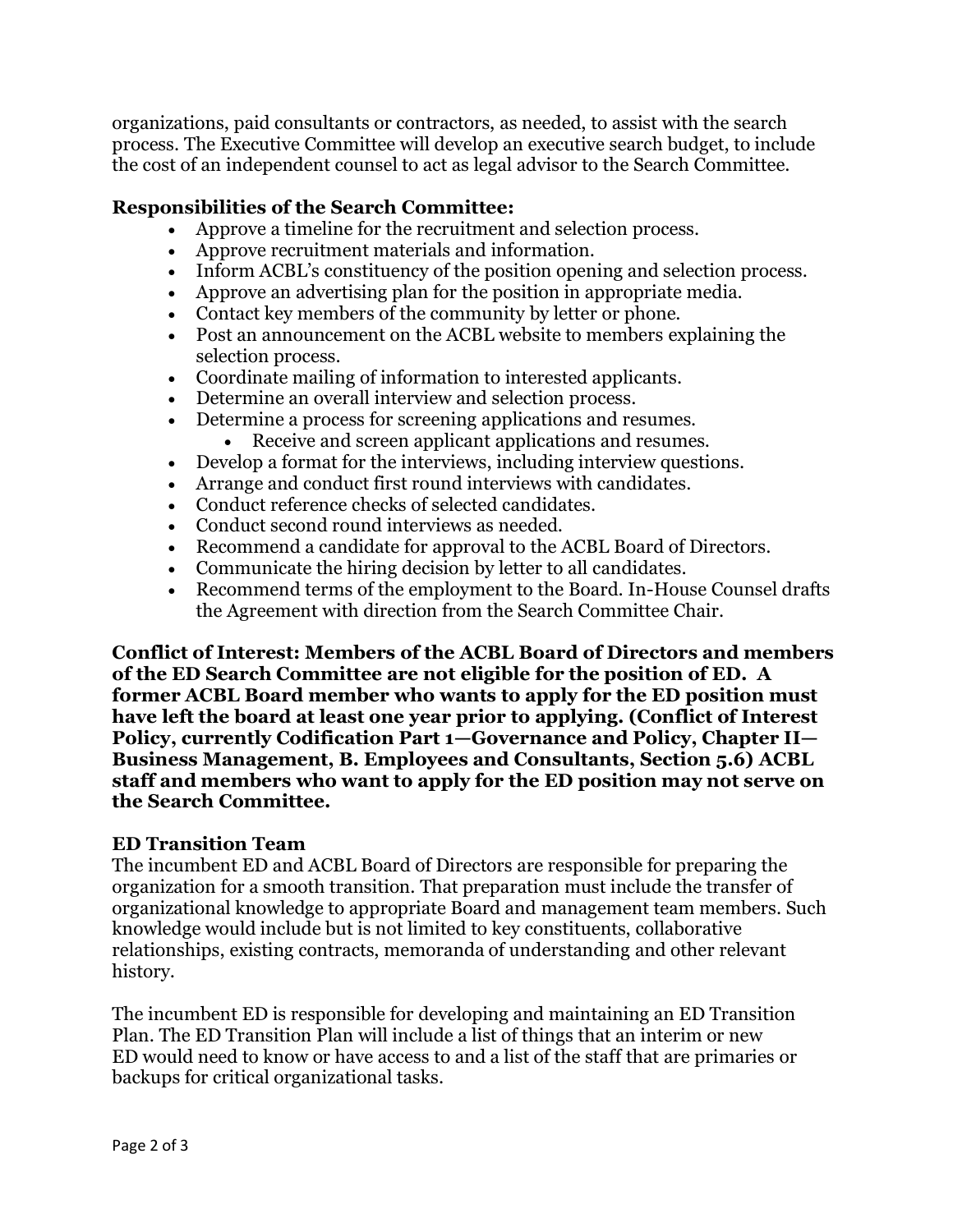organizations, paid consultants or contractors, as needed, to assist with the search process. The Executive Committee will develop an executive search budget, to include the cost of an independent counsel to act as legal advisor to the Search Committee.

**Responsibilities of the Search Committee:**

- Approve a timeline for the recruitment and selection process.
- Approve recruitment materials and information.
- Inform ACBL's constituency of the position opening and selection process.
- Approve an advertising plan for the position in appropriate media.
- Contact key members of the community by letter or phone.
- Post an announcement on the ACBL website to members explaining the selection process.
- Coordinate mailing of information to interested applicants.
- Determine an overall interview and selection process.
- Determine a process for screening applications and resumes.
  - Receive and screen applicant applications and resumes.
- Develop a format for the interviews, including interview questions.
- Arrange and conduct first round interviews with candidates.
- Conduct reference checks of selected candidates.
- Conduct second round interviews as needed.
- Recommend a candidate for approval to the ACBL Board of Directors.
- Communicate the hiring decision by letter to all candidates.
- Recommend terms of the employment to the Board. In-House Counsel drafts the Agreement with direction from the Search Committee Chair.

**Conflict of Interest: Members of the ACBL Board of Directors and members of the ED Search Committee are not eligible for the position of ED. A former ACBL Board member who wants to apply for the ED position must have left the board at least one year prior to applying. (Conflict of Interest Policy, currently Codification Part 1—Governance and Policy, Chapter II—Business Management, B. Employees and Consultants, Section 5.6) ACBL staff and members who want to apply for the ED position may not serve on the Search Committee.**

**ED Transition Team**

The incumbent ED and ACBL Board of Directors are responsible for preparing the organization for a smooth transition. That preparation must include the transfer of organizational knowledge to appropriate Board and management team members. Such knowledge would include but is not limited to key constituents, collaborative relationships, existing contracts, memoranda of understanding and other relevant history.

The incumbent ED is responsible for developing and maintaining an ED Transition Plan. The ED Transition Plan will include a list of things that an interim or new ED would need to know or have access to and a list of the staff that are primaries or backups for critical organizational tasks.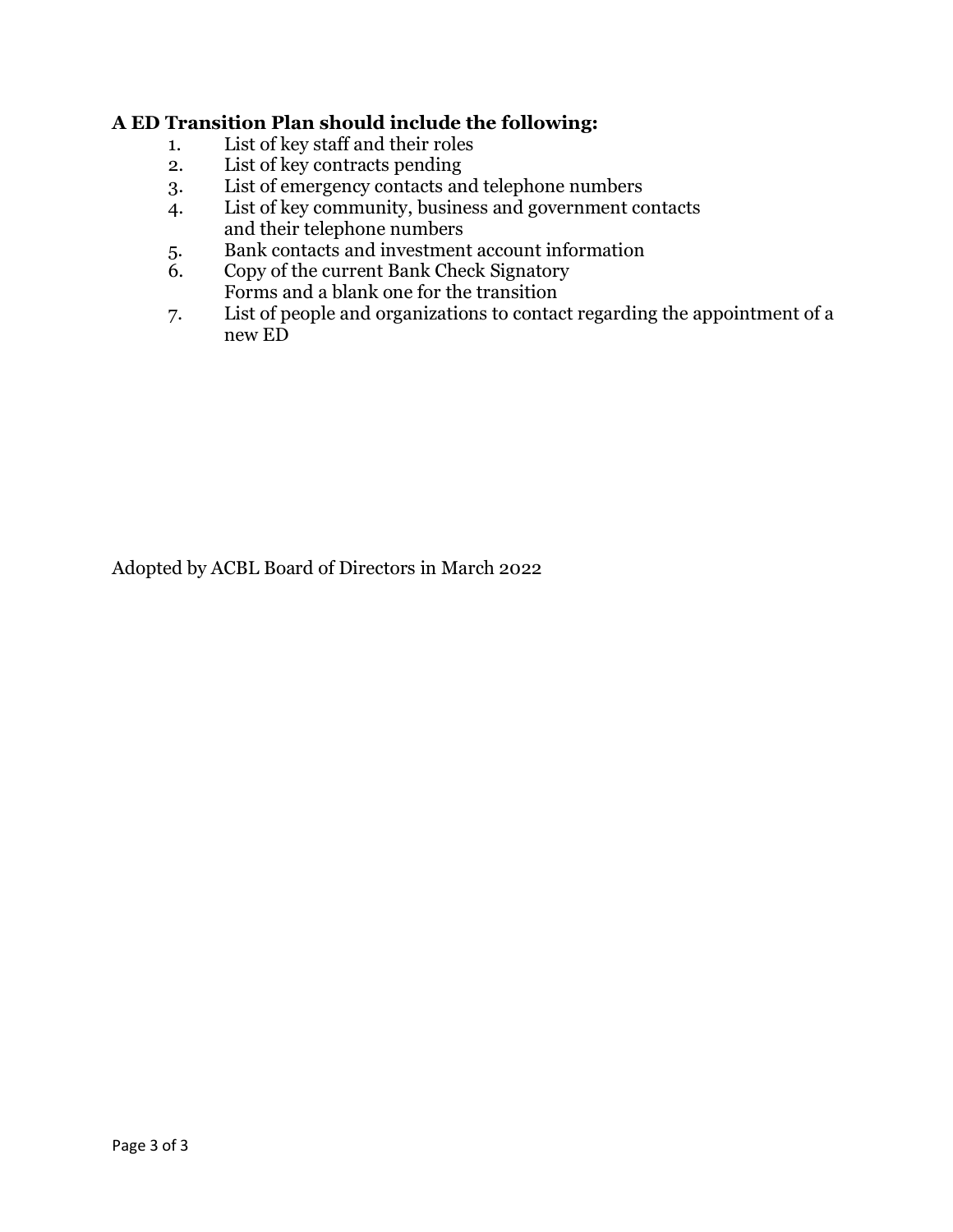**A ED Transition Plan should include the following:**

1. List of key staff and their roles
2. List of key contracts pending
3. List of emergency contacts and telephone numbers
4. List of key community, business and government contacts and their telephone numbers
5. Bank contacts and investment account information
6. Copy of the current Bank Check Signatory Forms and a blank one for the transition
7. List of people and organizations to contact regarding the appointment of a new ED

Adopted by ACBL Board of Directors in March 2022